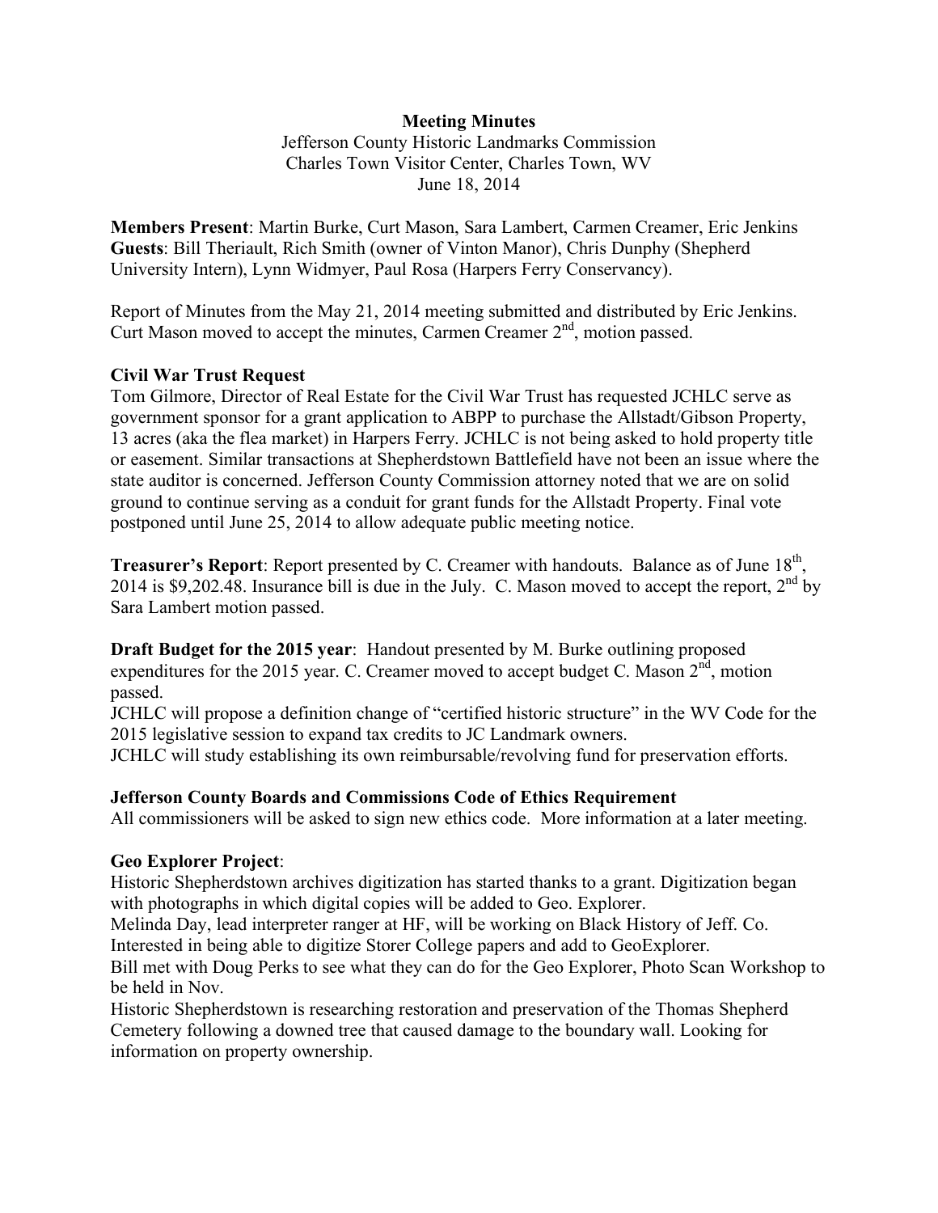**Meeting Minutes**

Jefferson County Historic Landmarks Commission
Charles Town Visitor Center, Charles Town, WV
June 18, 2014

**Members Present**: Martin Burke, Curt Mason, Sara Lambert, Carmen Creamer, Eric Jenkins
**Guests**: Bill Theriault, Rich Smith (owner of Vinton Manor), Chris Dunphy (Shepherd University Intern), Lynn Widmyer, Paul Rosa (Harpers Ferry Conservancy).

Report of Minutes from the May 21, 2014 meeting submitted and distributed by Eric Jenkins. Curt Mason moved to accept the minutes, Carmen Creamer 2nd, motion passed.

**Civil War Trust Request**

Tom Gilmore, Director of Real Estate for the Civil War Trust has requested JCHLC serve as government sponsor for a grant application to ABPP to purchase the Allstadt/Gibson Property, 13 acres (aka the flea market) in Harpers Ferry. JCHLC is not being asked to hold property title or easement. Similar transactions at Shepherdstown Battlefield have not been an issue where the state auditor is concerned. Jefferson County Commission attorney noted that we are on solid ground to continue serving as a conduit for grant funds for the Allstadt Property. Final vote postponed until June 25, 2014 to allow adequate public meeting notice.

**Treasurer's Report**: Report presented by C. Creamer with handouts. Balance as of June 18th, 2014 is $9,202.48. Insurance bill is due in the July. C. Mason moved to accept the report, 2nd by Sara Lambert motion passed.

**Draft Budget for the 2015 year**: Handout presented by M. Burke outlining proposed expenditures for the 2015 year. C. Creamer moved to accept budget C. Mason 2nd, motion passed.

JCHLC will propose a definition change of "certified historic structure" in the WV Code for the 2015 legislative session to expand tax credits to JC Landmark owners.

JCHLC will study establishing its own reimbursable/revolving fund for preservation efforts.

**Jefferson County Boards and Commissions Code of Ethics Requirement**

All commissioners will be asked to sign new ethics code. More information at a later meeting.

**Geo Explorer Project**:

Historic Shepherdstown archives digitization has started thanks to a grant. Digitization began with photographs in which digital copies will be added to Geo. Explorer.

Melinda Day, lead interpreter ranger at HF, will be working on Black History of Jeff. Co. Interested in being able to digitize Storer College papers and add to GeoExplorer.

Bill met with Doug Perks to see what they can do for the Geo Explorer, Photo Scan Workshop to be held in Nov.

Historic Shepherdstown is researching restoration and preservation of the Thomas Shepherd Cemetery following a downed tree that caused damage to the boundary wall. Looking for information on property ownership.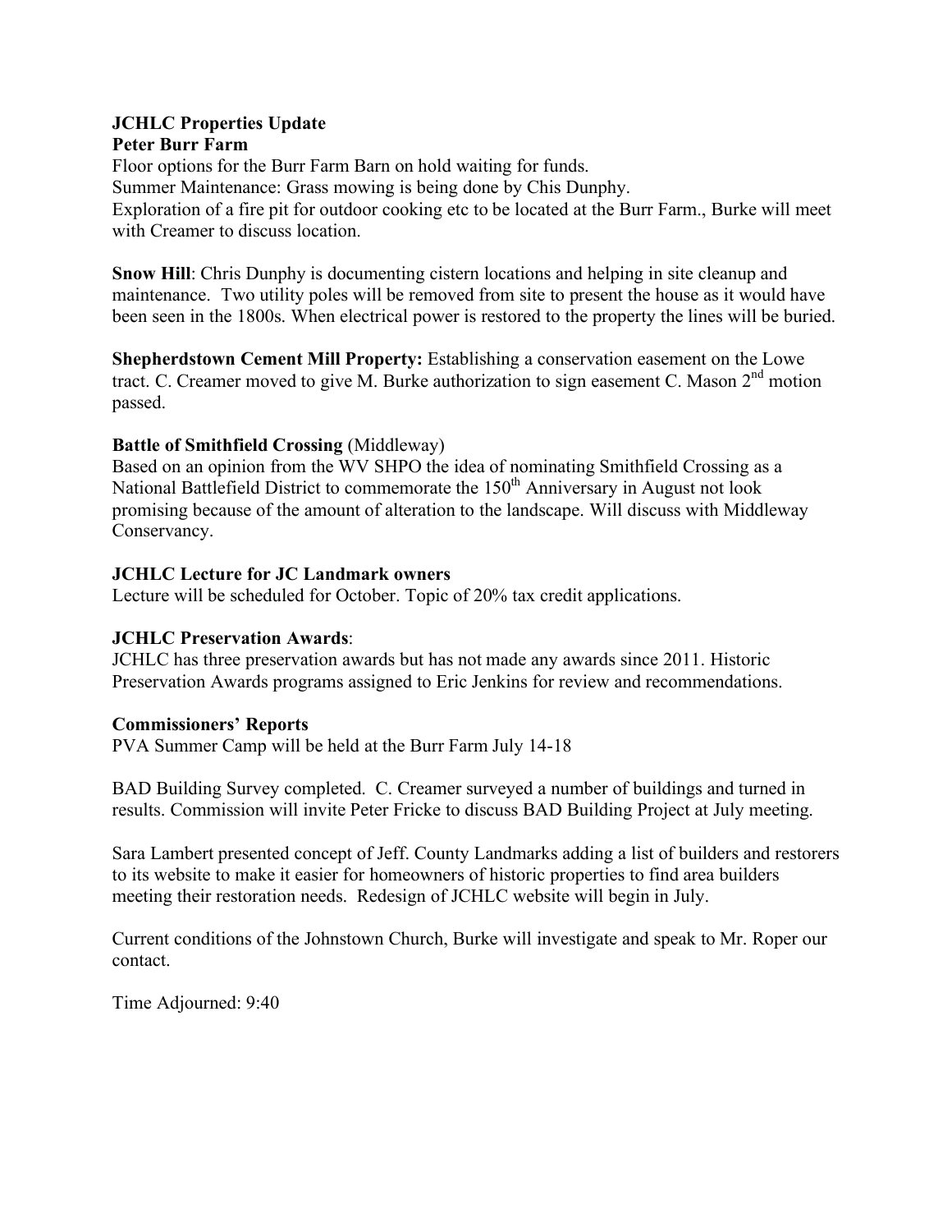**JCHLC Properties Update**

**Peter Burr Farm**

Floor options for the Burr Farm Barn on hold waiting for funds.
Summer Maintenance: Grass mowing is being done by Chis Dunphy.
Exploration of a fire pit for outdoor cooking etc to be located at the Burr Farm., Burke will meet with Creamer to discuss location.

**Snow Hill**: Chris Dunphy is documenting cistern locations and helping in site cleanup and maintenance. Two utility poles will be removed from site to present the house as it would have been seen in the 1800s. When electrical power is restored to the property the lines will be buried.

**Shepherdstown Cement Mill Property:** Establishing a conservation easement on the Lowe tract. C. Creamer moved to give M. Burke authorization to sign easement C. Mason 2nd motion passed.

**Battle of Smithfield Crossing** (Middleway)

Based on an opinion from the WV SHPO the idea of nominating Smithfield Crossing as a National Battlefield District to commemorate the 150th Anniversary in August not look promising because of the amount of alteration to the landscape. Will discuss with Middleway Conservancy.

**JCHLC Lecture for JC Landmark owners**

Lecture will be scheduled for October. Topic of 20% tax credit applications.

**JCHLC Preservation Awards**:

JCHLC has three preservation awards but has not made any awards since 2011. Historic Preservation Awards programs assigned to Eric Jenkins for review and recommendations.

**Commissioners' Reports**

PVA Summer Camp will be held at the Burr Farm July 14-18

BAD Building Survey completed. C. Creamer surveyed a number of buildings and turned in results. Commission will invite Peter Fricke to discuss BAD Building Project at July meeting.

Sara Lambert presented concept of Jeff. County Landmarks adding a list of builders and restorers to its website to make it easier for homeowners of historic properties to find area builders meeting their restoration needs. Redesign of JCHLC website will begin in July.

Current conditions of the Johnstown Church, Burke will investigate and speak to Mr. Roper our contact.

Time Adjourned: 9:40